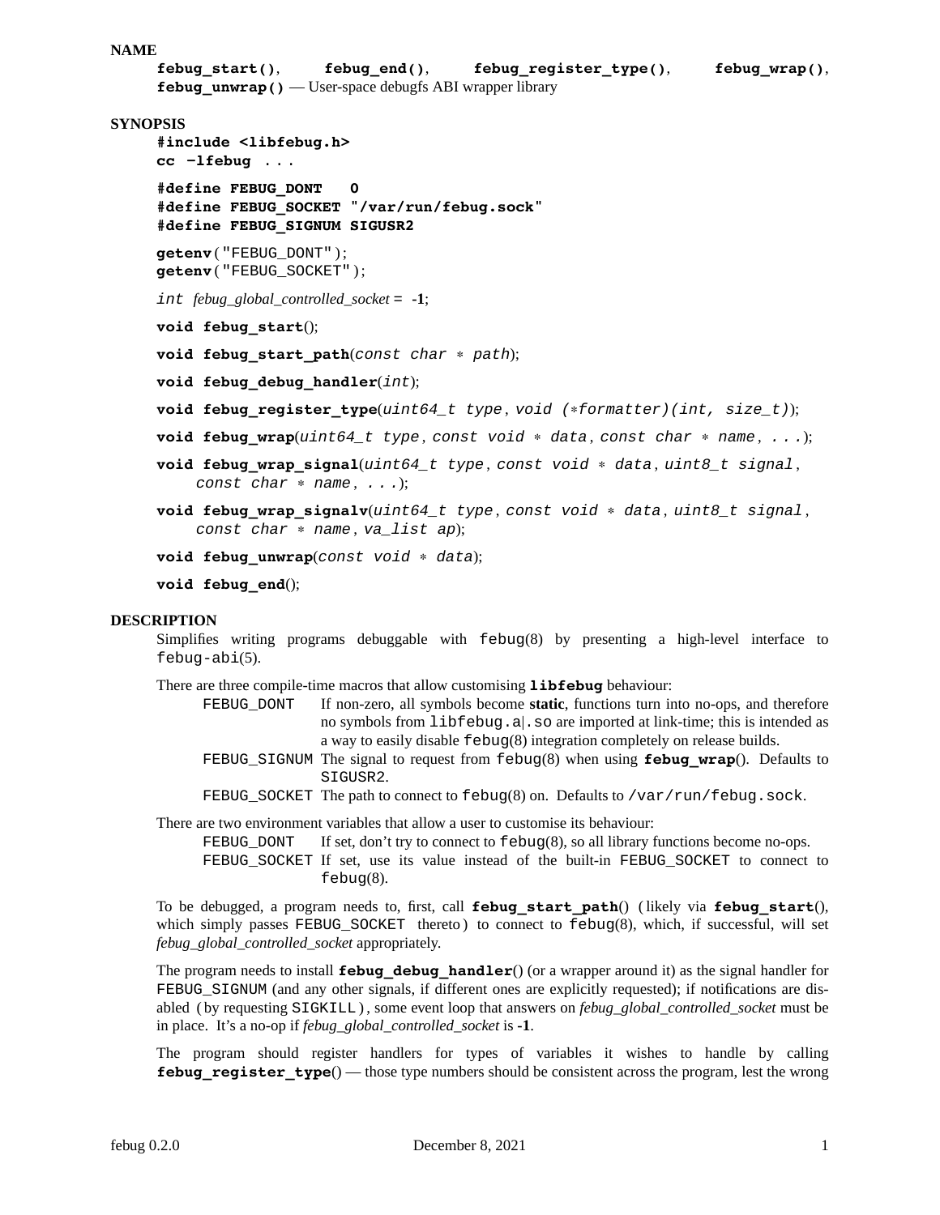## NAME

**febug_start()**, **febug_end()**, **febug_register_type()**, **febug_wrap()**, **febug_unwrap()** — User-space debugfs ABI wrapper library

## SYNOPSIS

**#include <libfebug.h>**
**cc −lfebug** ...

**#define FEBUG_DONT 0**
**#define FEBUG_SOCKET** "**/var/run/febug.sock**"
**#define FEBUG_SIGNUM SIGUSR2**

**getenv**("FEBUG_DONT");
**getenv**("FEBUG_SOCKET");

`int` *febug_global_controlled_socket* = **-1**;

**void febug_start**();

**void febug_start_path**(*const char * path*);

**void febug_debug_handler**(*int*);

**void febug_register_type**(*uint64_t type*, *void (*formatter)(int, size_t)*);

**void febug_wrap**(*uint64_t type*, *const void * data*, *const char * name*, *...*);

**void febug_wrap_signal**(*uint64_t type*, *const void * data*, *uint8_t signal*, *const char * name*, *...*);

**void febug_wrap_signalv**(*uint64_t type*, *const void * data*, *uint8_t signal*, *const char * name*, *va_list ap*);

**void febug_unwrap**(*const void * data*);

**void febug_end**();

## DESCRIPTION

Simplifies writing programs debuggable with febug(8) by presenting a high-level interface to febug-abi(5).

There are three compile-time macros that allow customising **libfebug** behaviour:

- FEBUG_DONT — If non-zero, all symbols become **static**, functions turn into no-ops, and therefore no symbols from libfebug.a|.so are imported at link-time; this is intended as a way to easily disable febug(8) integration completely on release builds.
- FEBUG_SIGNUM — The signal to request from febug(8) when using **febug_wrap**(). Defaults to SIGUSR2.
- FEBUG_SOCKET — The path to connect to febug(8) on. Defaults to /var/run/febug.sock.

There are two environment variables that allow a user to customise its behaviour:

- FEBUG_DONT — If set, don't try to connect to febug(8), so all library functions become no-ops.
- FEBUG_SOCKET — If set, use its value instead of the built-in FEBUG_SOCKET to connect to febug(8).

To be debugged, a program needs to, first, call **febug_start_path**() (likely via **febug_start**(), which simply passes FEBUG_SOCKET thereto) to connect to febug(8), which, if successful, will set *febug_global_controlled_socket* appropriately.

The program needs to install **febug_debug_handler**() (or a wrapper around it) as the signal handler for FEBUG_SIGNUM (and any other signals, if different ones are explicitly requested); if notifications are disabled (by requesting SIGKILL), some event loop that answers on *febug_global_controlled_socket* must be in place. It's a no-op if *febug_global_controlled_socket* is **-1**.

The program should register handlers for types of variables it wishes to handle by calling **febug_register_type**() — those type numbers should be consistent across the program, lest the wrong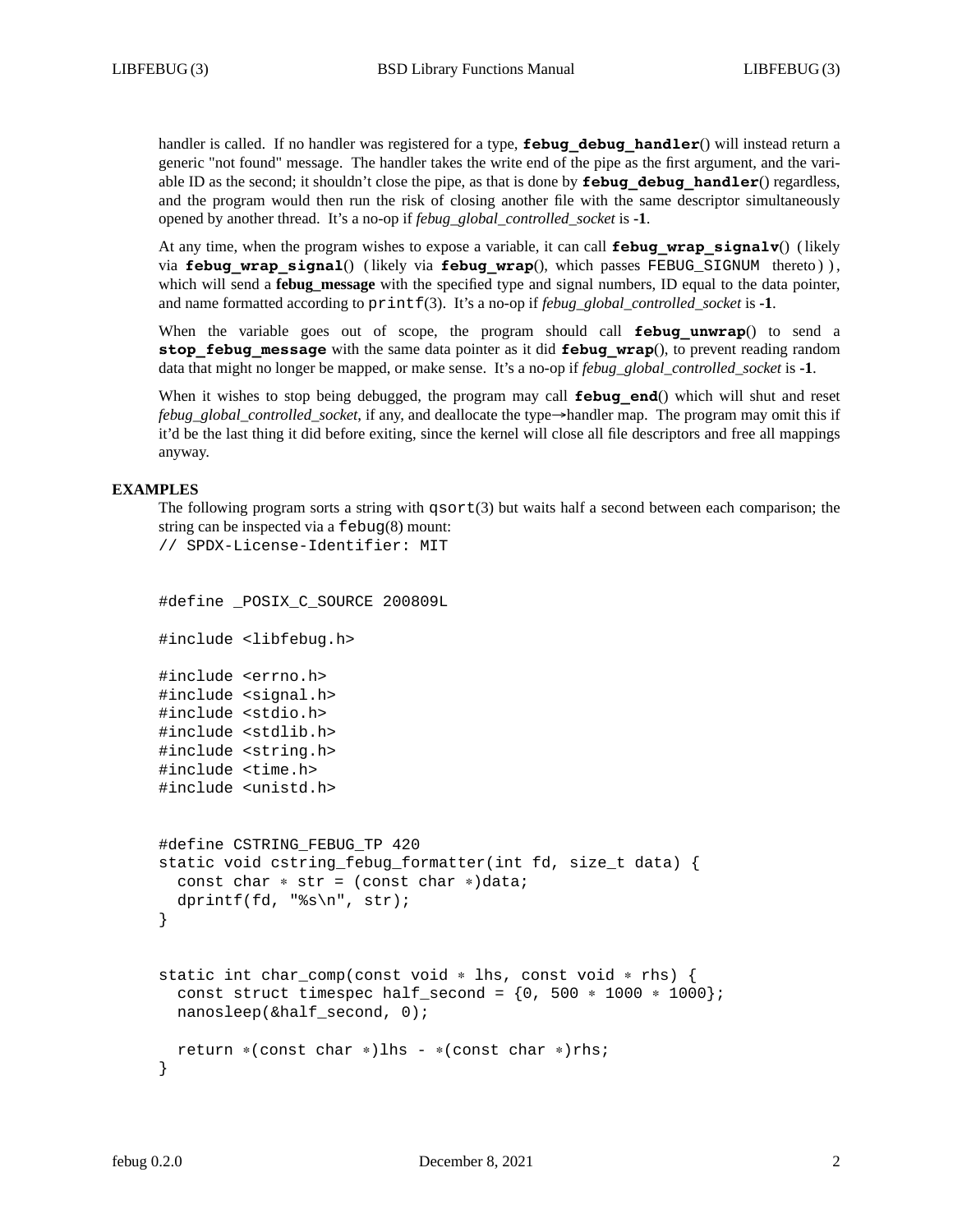handler is called. If no handler was registered for a type, **febug_debug_handler**() will instead return a generic "not found" message. The handler takes the write end of the pipe as the first argument, and the variable ID as the second; it shouldn't close the pipe, as that is done by **febug_debug_handler**() regardless, and the program would then run the risk of closing another file with the same descriptor simultaneously opened by another thread. It's a no-op if *febug_global_controlled_socket* is **-1**.

At any time, when the program wishes to expose a variable, it can call **febug_wrap_signalv**() (likely via **febug_wrap_signal**() (likely via **febug_wrap**(), which passes FEBUG_SIGNUM thereto)), which will send a **febug_message** with the specified type and signal numbers, ID equal to the data pointer, and name formatted according to printf(3). It's a no-op if *febug_global_controlled_socket* is **-1**.

When the variable goes out of scope, the program should call **febug_unwrap**() to send a **stop_febug_message** with the same data pointer as it did **febug_wrap**(), to prevent reading random data that might no longer be mapped, or make sense. It's a no-op if *febug_global_controlled_socket* is **-1**.

When it wishes to stop being debugged, the program may call **febug_end**() which will shut and reset *febug_global_controlled_socket*, if any, and deallocate the type→handler map. The program may omit this if it'd be the last thing it did before exiting, since the kernel will close all file descriptors and free all mappings anyway.

## EXAMPLES

The following program sorts a string with qsort(3) but waits half a second between each comparison; the string can be inspected via a febug(8) mount:

```
// SPDX-License-Identifier: MIT


#define _POSIX_C_SOURCE 200809L

#include <libfebug.h>

#include <errno.h>
#include <signal.h>
#include <stdio.h>
#include <stdlib.h>
#include <string.h>
#include <time.h>
#include <unistd.h>


#define CSTRING_FEBUG_TP 420
static void cstring_febug_formatter(int fd, size_t data) {
  const char * str = (const char *)data;
  dprintf(fd, "%s\n", str);
}


static int char_comp(const void * lhs, const void * rhs) {
  const struct timespec half_second = {0, 500 * 1000 * 1000};
  nanosleep(&half_second, 0);

  return *(const char *)lhs - *(const char *)rhs;
}
```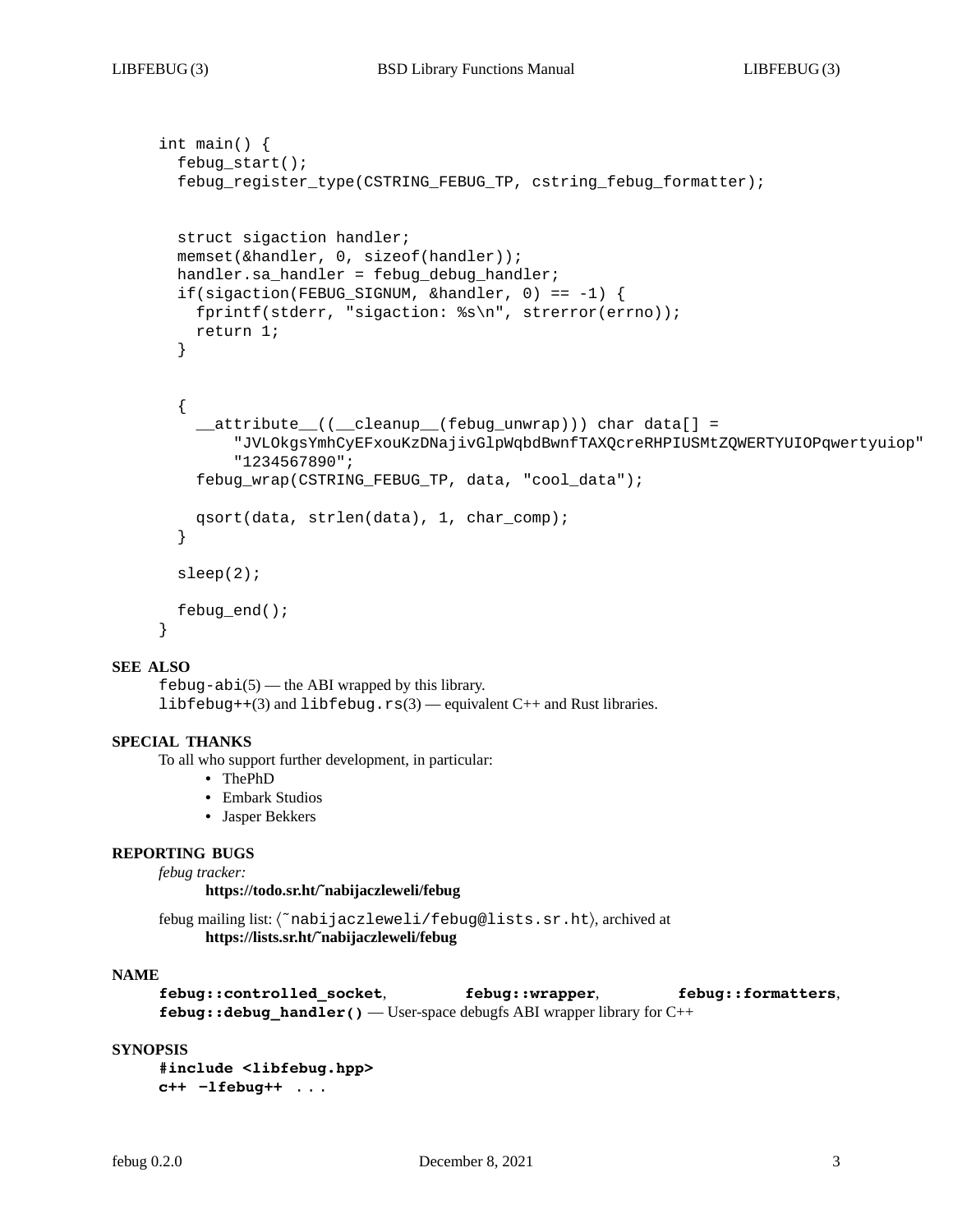```
int main() {
  febug_start();
  febug_register_type(CSTRING_FEBUG_TP, cstring_febug_formatter);


  struct sigaction handler;
  memset(&handler, 0, sizeof(handler));
  handler.sa_handler = febug_debug_handler;
  if(sigaction(FEBUG_SIGNUM, &handler, 0) == -1) {
    fprintf(stderr, "sigaction: %s\n", strerror(errno));
    return 1;
  }


  {
    __attribute__((__cleanup__(febug_unwrap))) char data[] =
        "JVLOkgsYmhCyEFxouKzDNajivGlpWqbdBwnfTAXQcreRHPIUSMtZQWERTYUIOPqwertyuiop"
        "1234567890";
    febug_wrap(CSTRING_FEBUG_TP, data, "cool_data");

    qsort(data, strlen(data), 1, char_comp);
  }

  sleep(2);

  febug_end();
}
```

## SEE ALSO

`febug-abi`(5) — the ABI wrapped by this library.
`libfebug++`(3) and `libfebug.rs`(3) — equivalent C++ and Rust libraries.

## SPECIAL THANKS

To all who support further development, in particular:

- ThePhD
- Embark Studios
- Jasper Bekkers

## REPORTING BUGS

*febug tracker:*
  **https://todo.sr.ht/~nabijaczleweli/febug**

febug mailing list: ⟨`~nabijaczleweli/febug@lists.sr.ht`⟩, archived at
  **https://lists.sr.ht/~nabijaczleweli/febug**

## NAME

**`febug::controlled_socket`**, **`febug::wrapper`**, **`febug::formatters`**, **`febug::debug_handler()`** — User-space debugfs ABI wrapper library for C++

## SYNOPSIS

**`#include <libfebug.hpp>`**
**`c++ -lfebug++`** `...`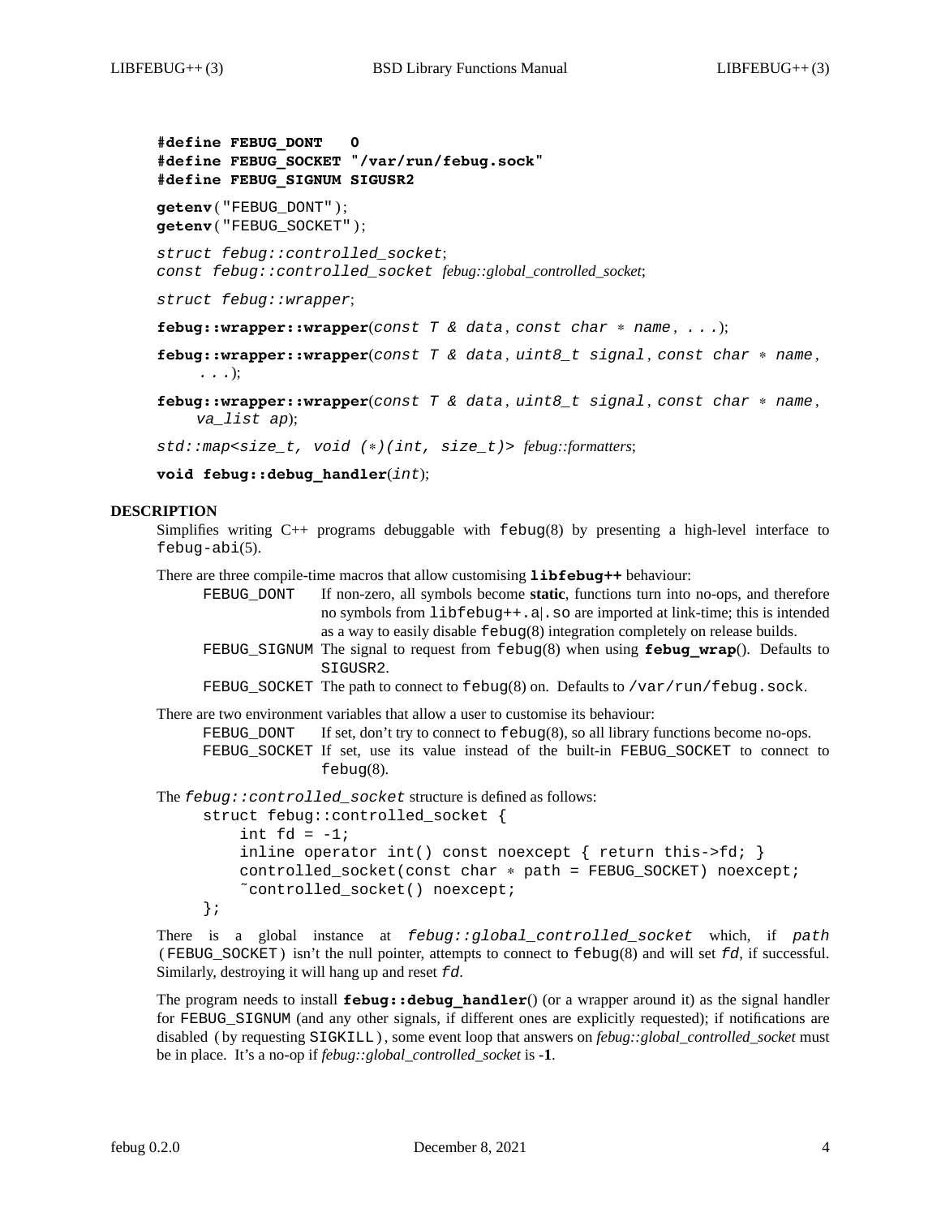```
#define FEBUG_DONT   0
#define FEBUG_SOCKET "/var/run/febug.sock"
#define FEBUG_SIGNUM SIGUSR2
```

**getenv**("FEBUG_DONT");
**getenv**("FEBUG_SOCKET");

*struct febug::controlled_socket*;
*const febug::controlled_socket febug::global_controlled_socket*;

*struct febug::wrapper*;

**febug::wrapper::wrapper**(*const T & data*, *const char * name*, *...*);

**febug::wrapper::wrapper**(*const T & data*, *uint8_t signal*, *const char * name*, *...*);

**febug::wrapper::wrapper**(*const T & data*, *uint8_t signal*, *const char * name*, *va_list ap*);

*std::map<size_t, void (*)(int, size_t)> febug::formatters*;

**void febug::debug_handler**(*int*);

## DESCRIPTION

Simplifies writing C++ programs debuggable with `febug`(8) by presenting a high-level interface to `febug-abi`(5).

There are three compile-time macros that allow customising **libfebug++** behaviour:

- `FEBUG_DONT` — If non-zero, all symbols become **static**, functions turn into no-ops, and therefore no symbols from `libfebug++.a|.so` are imported at link-time; this is intended as a way to easily disable `febug`(8) integration completely on release builds.
- `FEBUG_SIGNUM` — The signal to request from `febug`(8) when using **febug_wrap**(). Defaults to `SIGUSR2`.
- `FEBUG_SOCKET` — The path to connect to `febug`(8) on. Defaults to `/var/run/febug.sock`.

There are two environment variables that allow a user to customise its behaviour:

- `FEBUG_DONT` — If set, don't try to connect to `febug`(8), so all library functions become no-ops.
- `FEBUG_SOCKET` — If set, use its value instead of the built-in `FEBUG_SOCKET` to connect to `febug`(8).

The *febug::controlled_socket* structure is defined as follows:

```
struct febug::controlled_socket {
    int fd = -1;
    inline operator int() const noexcept { return this->fd; }
    controlled_socket(const char * path = FEBUG_SOCKET) noexcept;
    ~controlled_socket() noexcept;
};
```

There is a global instance at *febug::global_controlled_socket* which, if *path* (`FEBUG_SOCKET`) isn't the null pointer, attempts to connect to `febug`(8) and will set *fd*, if successful. Similarly, destroying it will hang up and reset *fd*.

The program needs to install **febug::debug_handler**() (or a wrapper around it) as the signal handler for `FEBUG_SIGNUM` (and any other signals, if different ones are explicitly requested); if notifications are disabled (by requesting `SIGKILL`), some event loop that answers on *febug::global_controlled_socket* must be in place. It's a no-op if *febug::global_controlled_socket* is **-1**.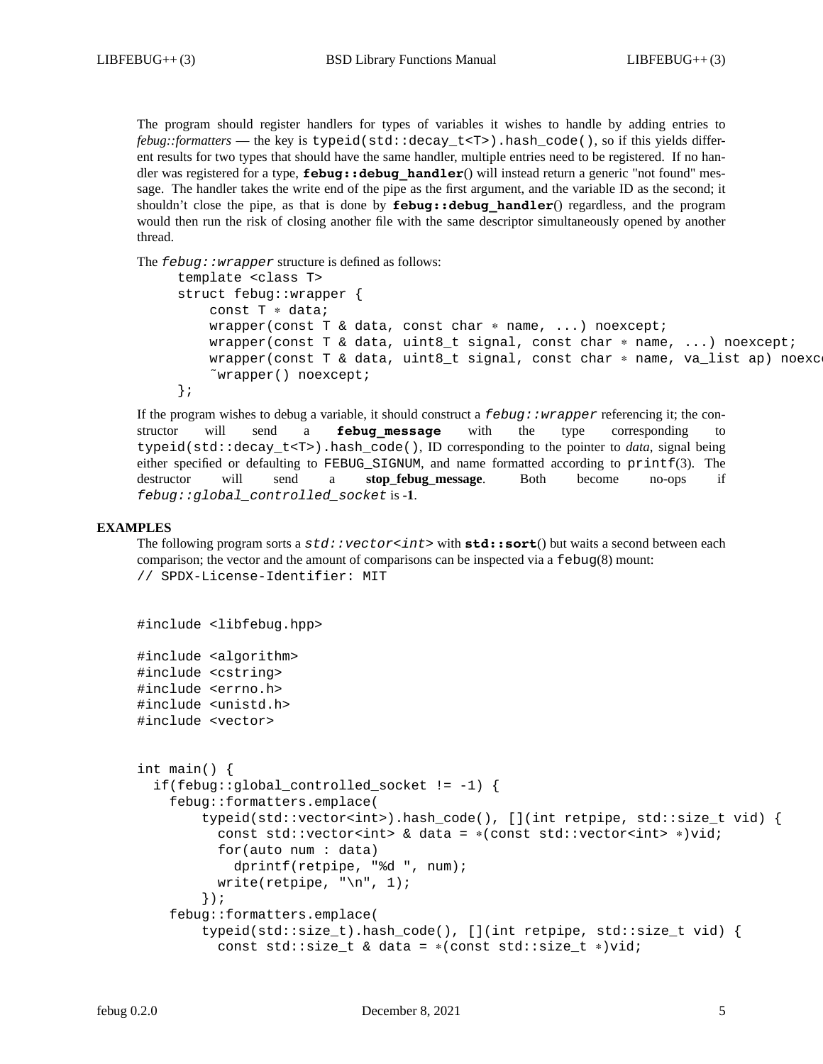The program should register handlers for types of variables it wishes to handle by adding entries to *febug::formatters* — the key is `typeid(std::decay_t<T>).hash_code()`, so if this yields different results for two types that should have the same handler, multiple entries need to be registered. If no handler was registered for a type, **`febug::debug_handler`**() will instead return a generic "not found" message. The handler takes the write end of the pipe as the first argument, and the variable ID as the second; it shouldn't close the pipe, as that is done by **`febug::debug_handler`**() regardless, and the program would then run the risk of closing another file with the same descriptor simultaneously opened by another thread.

The *`febug::wrapper`* structure is defined as follows:

```
template <class T>
struct febug::wrapper {
    const T * data;
    wrapper(const T & data, const char * name, ...) noexcept;
    wrapper(const T & data, uint8_t signal, const char * name, ...) noexcept;
    wrapper(const T & data, uint8_t signal, const char * name, va_list ap) noexce
    ~wrapper() noexcept;
};
```

If the program wishes to debug a variable, it should construct a *`febug::wrapper`* referencing it; the constructor will send a **`febug_message`** with the type corresponding to `typeid(std::decay_t<T>).hash_code()`, ID corresponding to the pointer to *data*, signal being either specified or defaulting to `FEBUG_SIGNUM`, and name formatted according to `printf`(3). The destructor will send a **stop_febug_message**. Both become no-ops if *`febug::global_controlled_socket`* is **-1**.

## EXAMPLES

The following program sorts a *`std::vector<int>`* with **`std::sort`**() but waits a second between each comparison; the vector and the amount of comparisons can be inspected via a `febug`(8) mount:

```
// SPDX-License-Identifier: MIT


#include <libfebug.hpp>

#include <algorithm>
#include <cstring>
#include <errno.h>
#include <unistd.h>
#include <vector>


int main() {
  if(febug::global_controlled_socket != -1) {
    febug::formatters.emplace(
        typeid(std::vector<int>).hash_code(), [](int retpipe, std::size_t vid) {
          const std::vector<int> & data = *(const std::vector<int> *)vid;
          for(auto num : data)
            dprintf(retpipe, "%d ", num);
          write(retpipe, "\n", 1);
        });
    febug::formatters.emplace(
        typeid(std::size_t).hash_code(), [](int retpipe, std::size_t vid) {
          const std::size_t & data = *(const std::size_t *)vid;
```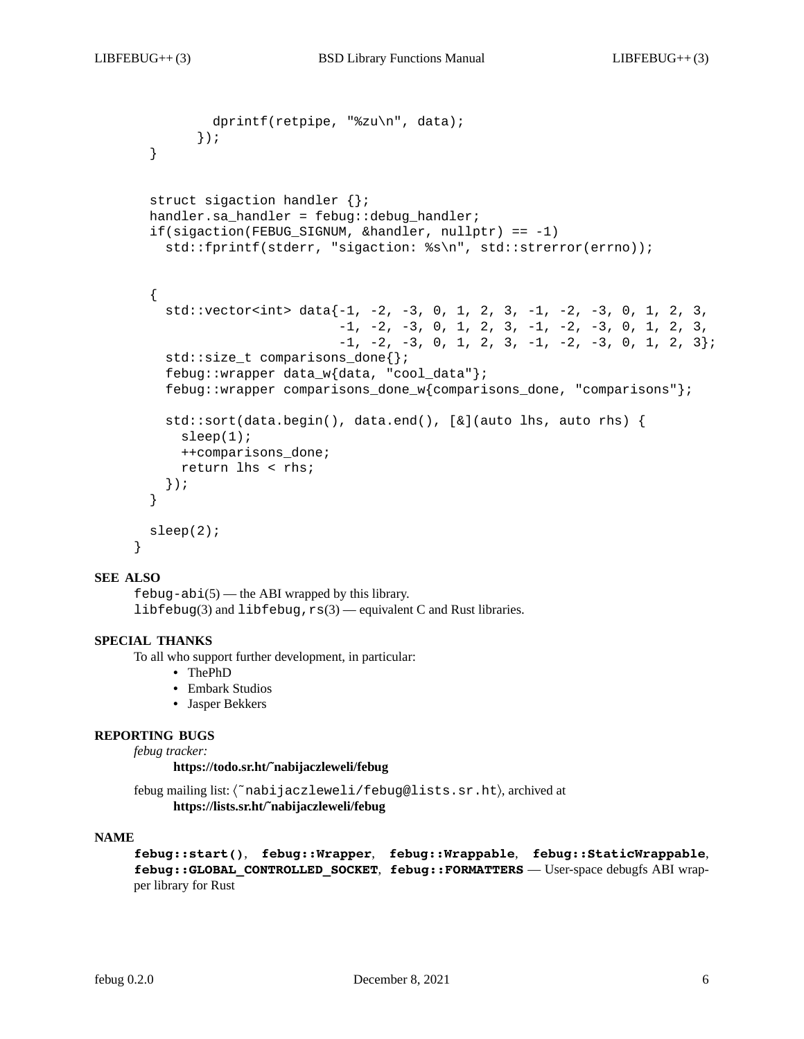```
          dprintf(retpipe, "%zu\n", data);
        });
  }


  struct sigaction handler {};
  handler.sa_handler = febug::debug_handler;
  if(sigaction(FEBUG_SIGNUM, &handler, nullptr) == -1)
    std::fprintf(stderr, "sigaction: %s\n", std::strerror(errno));


  {
    std::vector<int> data{-1, -2, -3, 0, 1, 2, 3, -1, -2, -3, 0, 1, 2, 3,
                          -1, -2, -3, 0, 1, 2, 3, -1, -2, -3, 0, 1, 2, 3,
                          -1, -2, -3, 0, 1, 2, 3, -1, -2, -3, 0, 1, 2, 3};
    std::size_t comparisons_done{};
    febug::wrapper data_w{data, "cool_data"};
    febug::wrapper comparisons_done_w{comparisons_done, "comparisons"};

    std::sort(data.begin(), data.end(), [&](auto lhs, auto rhs) {
      sleep(1);
      ++comparisons_done;
      return lhs < rhs;
    });
  }

  sleep(2);
}
```

## SEE ALSO

`febug-abi`(5) — the ABI wrapped by this library.
`libfebug`(3) and `libfebug,rs`(3) — equivalent C and Rust libraries.

## SPECIAL THANKS

To all who support further development, in particular:

- ThePhD
- Embark Studios
- Jasper Bekkers

## REPORTING BUGS

*febug tracker:*

**https://todo.sr.ht/~nabijaczleweli/febug**

febug mailing list: ⟨`~nabijaczleweli/febug@lists.sr.ht`⟩, archived at

**https://lists.sr.ht/~nabijaczleweli/febug**

## NAME

**`febug::start()`**, **`febug::Wrapper`**, **`febug::Wrappable`**, **`febug::StaticWrappable`**, **`febug::GLOBAL_CONTROLLED_SOCKET`**, **`febug::FORMATTERS`** — User-space debugfs ABI wrapper library for Rust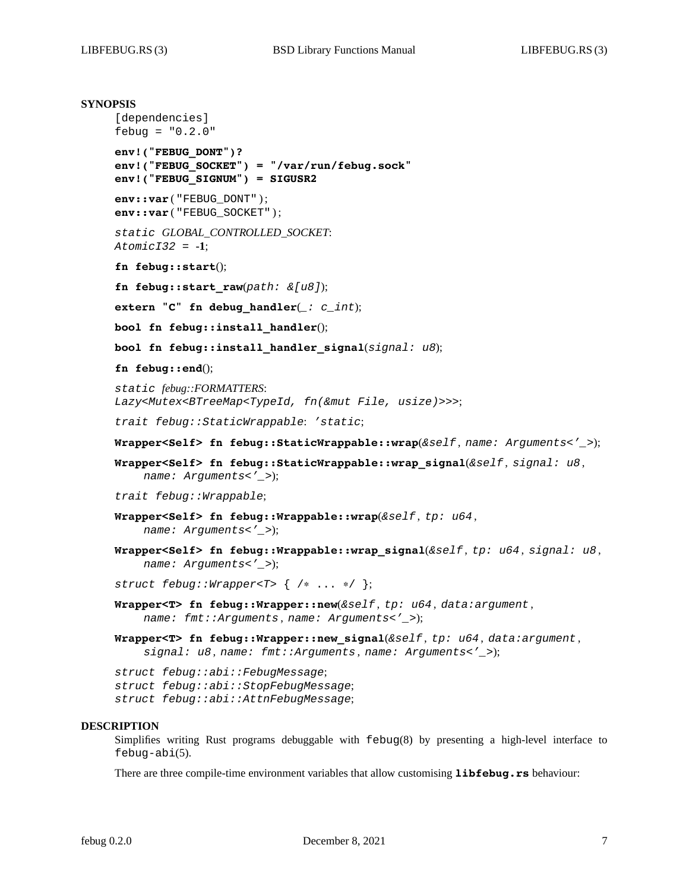## SYNOPSIS

```
[dependencies]
febug = "0.2.0"
```

**env!("FEBUG_DONT")?**
**env!("FEBUG_SOCKET") = "/var/run/febug.sock"**
**env!("FEBUG_SIGNUM") = SIGUSR2**

**env::var**("FEBUG_DONT");
**env::var**("FEBUG_SOCKET");

*static GLOBAL_CONTROLLED_SOCKET*:
*AtomicI32* = **-1**;

**fn febug::start**();

**fn febug::start_raw**(*path: &[u8]*);

**extern "C" fn debug_handler**(*_: c_int*);

**bool fn febug::install_handler**();

**bool fn febug::install_handler_signal**(*signal: u8*);

**fn febug::end**();

*static febug::FORMATTERS*:
*Lazy<Mutex<BTreeMap<TypeId, fn(&mut File, usize)>>>*;

*trait febug::StaticWrappable*: *'static*;

**Wrapper<Self> fn febug::StaticWrappable::wrap**(*&self*, *name: Arguments<'_>*);

**Wrapper<Self> fn febug::StaticWrappable::wrap_signal**(*&self*, *signal: u8*, *name: Arguments<'_>*);

*trait febug::Wrappable*;

**Wrapper<Self> fn febug::Wrappable::wrap**(*&self*, *tp: u64*, *name: Arguments<'_>*);

**Wrapper<Self> fn febug::Wrappable::wrap_signal**(*&self*, *tp: u64*, *signal: u8*, *name: Arguments<'_>*);

*struct febug::Wrapper<T>* { /* ... */ };

**Wrapper<T> fn febug::Wrapper::new**(*&self*, *tp: u64*, *data:argument*, *name: fmt::Arguments*, *name: Arguments<'_>*);

**Wrapper<T> fn febug::Wrapper::new_signal**(*&self*, *tp: u64*, *data:argument*, *signal: u8*, *name: fmt::Arguments*, *name: Arguments<'_>*);

*struct febug::abi::FebugMessage*;
*struct febug::abi::StopFebugMessage*;
*struct febug::abi::AttnFebugMessage*;

## DESCRIPTION

Simplifies writing Rust programs debuggable with `febug`(8) by presenting a high-level interface to `febug-abi`(5).

There are three compile-time environment variables that allow customising **libfebug.rs** behaviour: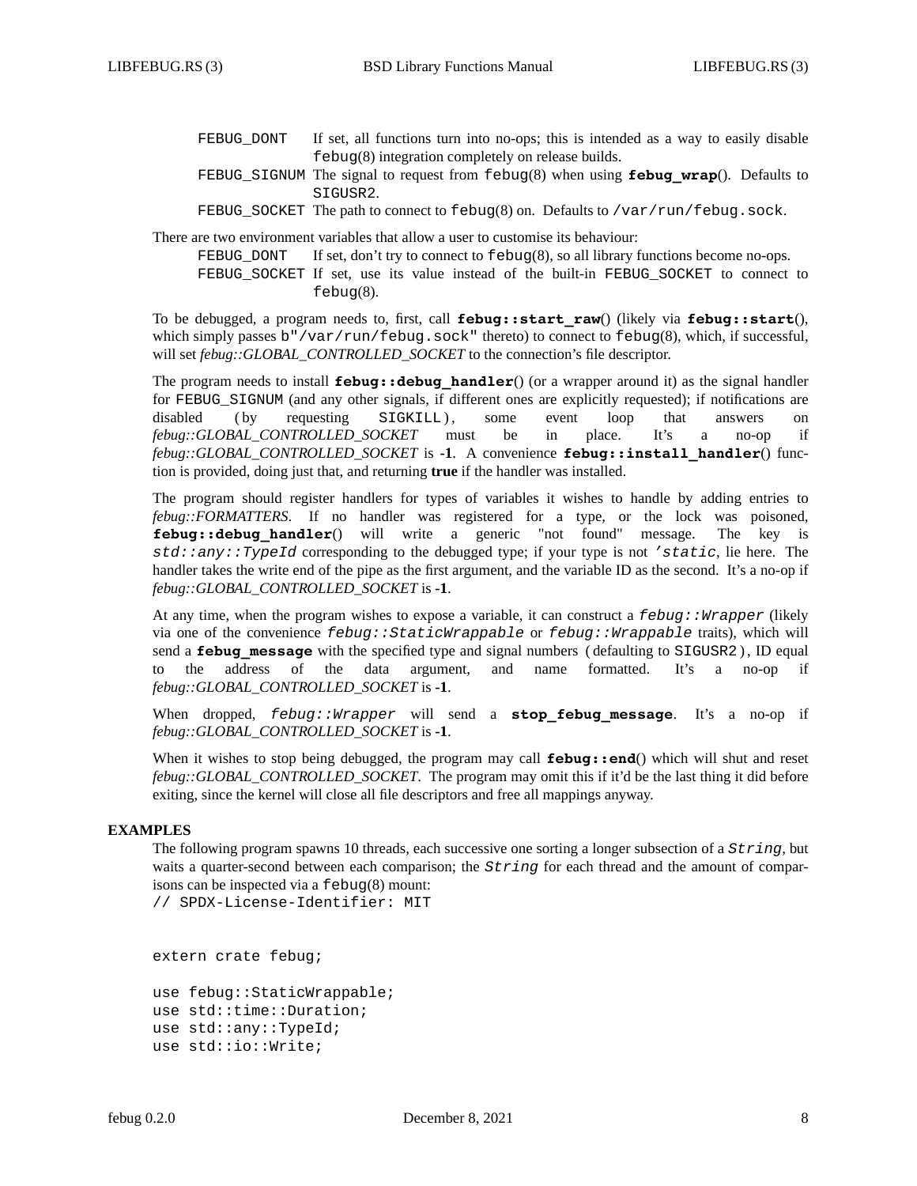FEBUG_DONT If set, all functions turn into no-ops; this is intended as a way to easily disable `febug`(8) integration completely on release builds.

FEBUG_SIGNUM The signal to request from `febug`(8) when using **febug_wrap**(). Defaults to SIGUSR2.

FEBUG_SOCKET The path to connect to `febug`(8) on. Defaults to `/var/run/febug.sock`.

There are two environment variables that allow a user to customise its behaviour:

FEBUG_DONT If set, don't try to connect to `febug`(8), so all library functions become no-ops.

FEBUG_SOCKET If set, use its value instead of the built-in FEBUG_SOCKET to connect to `febug`(8).

To be debugged, a program needs to, first, call **febug::start_raw**() (likely via **febug::start**(), which simply passes `b"/var/run/febug.sock"` thereto) to connect to `febug`(8), which, if successful, will set *febug::GLOBAL_CONTROLLED_SOCKET* to the connection's file descriptor.

The program needs to install **febug::debug_handler**() (or a wrapper around it) as the signal handler for FEBUG_SIGNUM (and any other signals, if different ones are explicitly requested); if notifications are disabled (by requesting SIGKILL), some event loop that answers on *febug::GLOBAL_CONTROLLED_SOCKET* must be in place. It's a no-op if *febug::GLOBAL_CONTROLLED_SOCKET* is **-1**. A convenience **febug::install_handler**() function is provided, doing just that, and returning **true** if the handler was installed.

The program should register handlers for types of variables it wishes to handle by adding entries to *febug::FORMATTERS*. If no handler was registered for a type, or the lock was poisoned, **febug::debug_handler**() will write a generic "not found" message. The key is *std::any::TypeId* corresponding to the debugged type; if your type is not *'static*, lie here. The handler takes the write end of the pipe as the first argument, and the variable ID as the second. It's a no-op if *febug::GLOBAL_CONTROLLED_SOCKET* is **-1**.

At any time, when the program wishes to expose a variable, it can construct a *febug::Wrapper* (likely via one of the convenience *febug::StaticWrappable* or *febug::Wrappable* traits), which will send a **febug_message** with the specified type and signal numbers (defaulting to SIGUSR2), ID equal to the address of the data argument, and name formatted. It's a no-op if *febug::GLOBAL_CONTROLLED_SOCKET* is **-1**.

When dropped, *febug::Wrapper* will send a **stop_febug_message**. It's a no-op if *febug::GLOBAL_CONTROLLED_SOCKET* is **-1**.

When it wishes to stop being debugged, the program may call **febug::end**() which will shut and reset *febug::GLOBAL_CONTROLLED_SOCKET*. The program may omit this if it'd be the last thing it did before exiting, since the kernel will close all file descriptors and free all mappings anyway.

## EXAMPLES

The following program spawns 10 threads, each successive one sorting a longer subsection of a *String*, but waits a quarter-second between each comparison; the *String* for each thread and the amount of comparisons can be inspected via a `febug`(8) mount:

```
// SPDX-License-Identifier: MIT


extern crate febug;

use febug::StaticWrappable;
use std::time::Duration;
use std::any::TypeId;
use std::io::Write;
```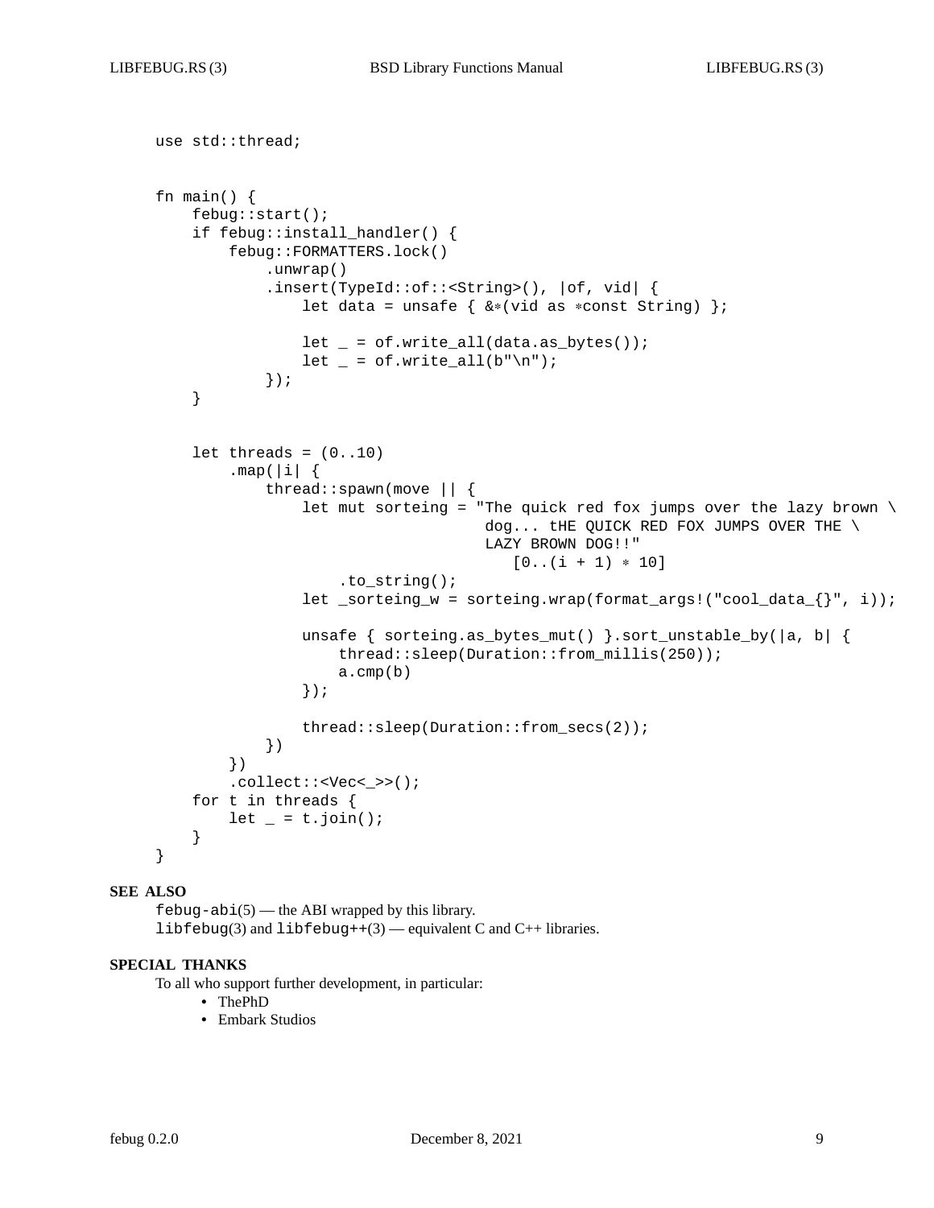```
use std::thread;


fn main() {
    febug::start();
    if febug::install_handler() {
        febug::FORMATTERS.lock()
            .unwrap()
            .insert(TypeId::of::<String>(), |of, vid| {
                let data = unsafe { &*(vid as *const String) };

                let _ = of.write_all(data.as_bytes());
                let _ = of.write_all(b"\n");
            });
    }


    let threads = (0..10)
        .map(|i| {
            thread::spawn(move || {
                let mut sorteing = "The quick red fox jumps over the lazy brown \
                                    dog... tHE QUICK RED FOX JUMPS OVER THE \
                                    LAZY BROWN DOG!!"
                                       [0..(i + 1) * 10]
                    .to_string();
                let _sorteing_w = sorteing.wrap(format_args!("cool_data_{}", i));

                unsafe { sorteing.as_bytes_mut() }.sort_unstable_by(|a, b| {
                    thread::sleep(Duration::from_millis(250));
                    a.cmp(b)
                });

                thread::sleep(Duration::from_secs(2));
            })
        })
        .collect::<Vec<_>>();
    for t in threads {
        let _ = t.join();
    }
}
```

## SEE ALSO

`febug-abi`(5) — the ABI wrapped by this library.
`libfebug`(3) and `libfebug++`(3) — equivalent C and C++ libraries.

## SPECIAL THANKS

To all who support further development, in particular:

- ThePhD
- Embark Studios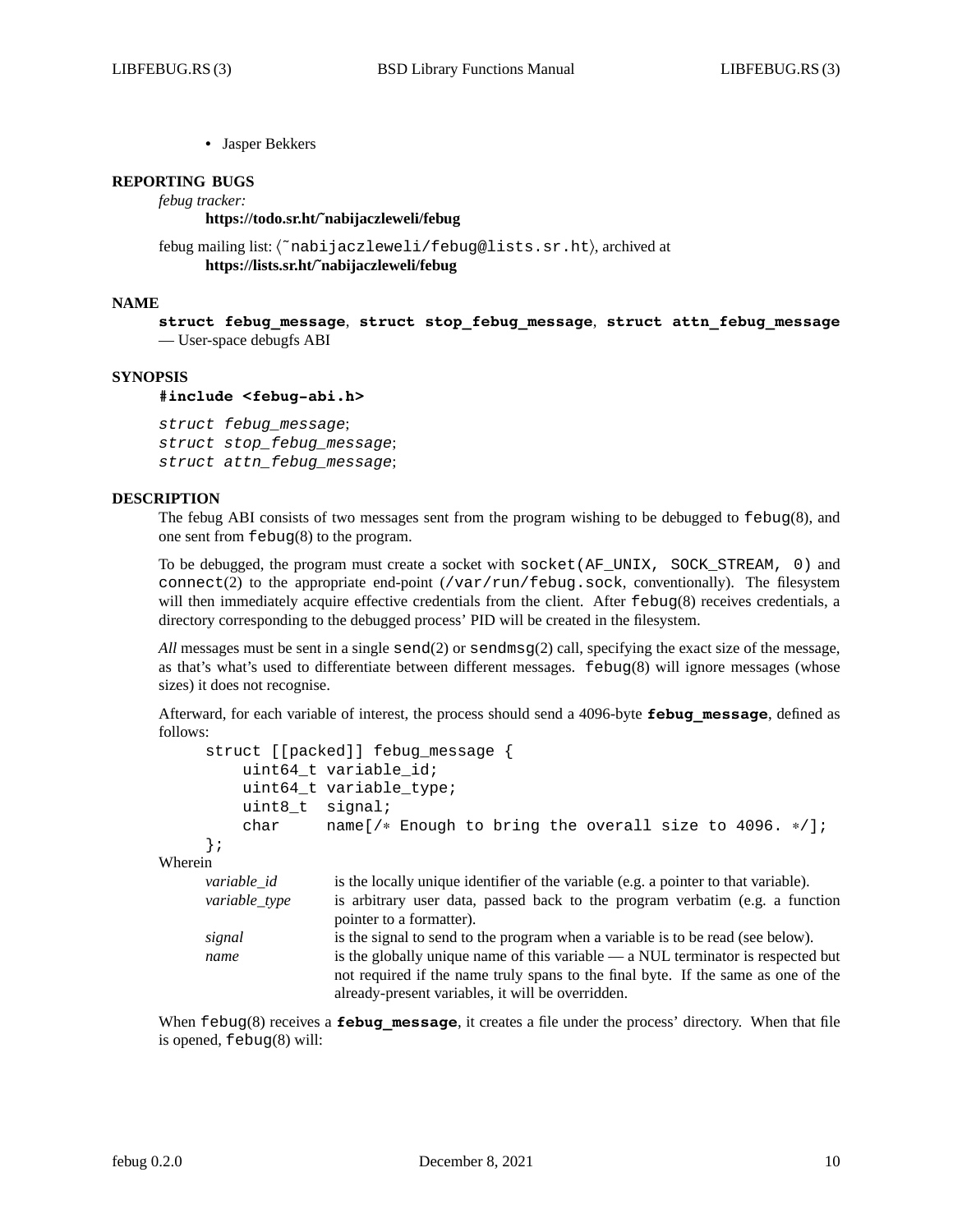- Jasper Bekkers

## REPORTING BUGS

*febug tracker:*
**https://todo.sr.ht/~nabijaczleweli/febug**

febug mailing list: ⟨`~nabijaczleweli/febug@lists.sr.ht`⟩, archived at
**https://lists.sr.ht/~nabijaczleweli/febug**

## NAME

**`struct febug_message`**, **`struct stop_febug_message`**, **`struct attn_febug_message`** — User-space debugfs ABI

## SYNOPSIS

**`#include <febug-abi.h>`**

*`struct febug_message`*;
*`struct stop_febug_message`*;
*`struct attn_febug_message`*;

## DESCRIPTION

The febug ABI consists of two messages sent from the program wishing to be debugged to `febug`(8), and one sent from `febug`(8) to the program.

To be debugged, the program must create a socket with `socket(AF_UNIX, SOCK_STREAM, 0)` and `connect`(2) to the appropriate end-point (`/var/run/febug.sock`, conventionally). The filesystem will then immediately acquire effective credentials from the client. After `febug`(8) receives credentials, a directory corresponding to the debugged process' PID will be created in the filesystem.

*All* messages must be sent in a single `send`(2) or `sendmsg`(2) call, specifying the exact size of the message, as that's what's used to differentiate between different messages. `febug`(8) will ignore messages (whose sizes) it does not recognise.

Afterward, for each variable of interest, the process should send a 4096-byte **`febug_message`**, defined as follows:

```
struct [[packed]] febug_message {
    uint64_t variable_id;
    uint64_t variable_type;
    uint8_t  signal;
    char     name[/* Enough to bring the overall size to 4096. */];
};
```

Wherein

| | |
|---|---|
| *variable_id* | is the locally unique identifier of the variable (e.g. a pointer to that variable). |
| *variable_type* | is arbitrary user data, passed back to the program verbatim (e.g. a function pointer to a formatter). |
| *signal* | is the signal to send to the program when a variable is to be read (see below). |
| *name* | is the globally unique name of this variable — a NUL terminator is respected but not required if the name truly spans to the final byte. If the same as one of the already-present variables, it will be overridden. |

When `febug`(8) receives a **`febug_message`**, it creates a file under the process' directory. When that file is opened, `febug`(8) will: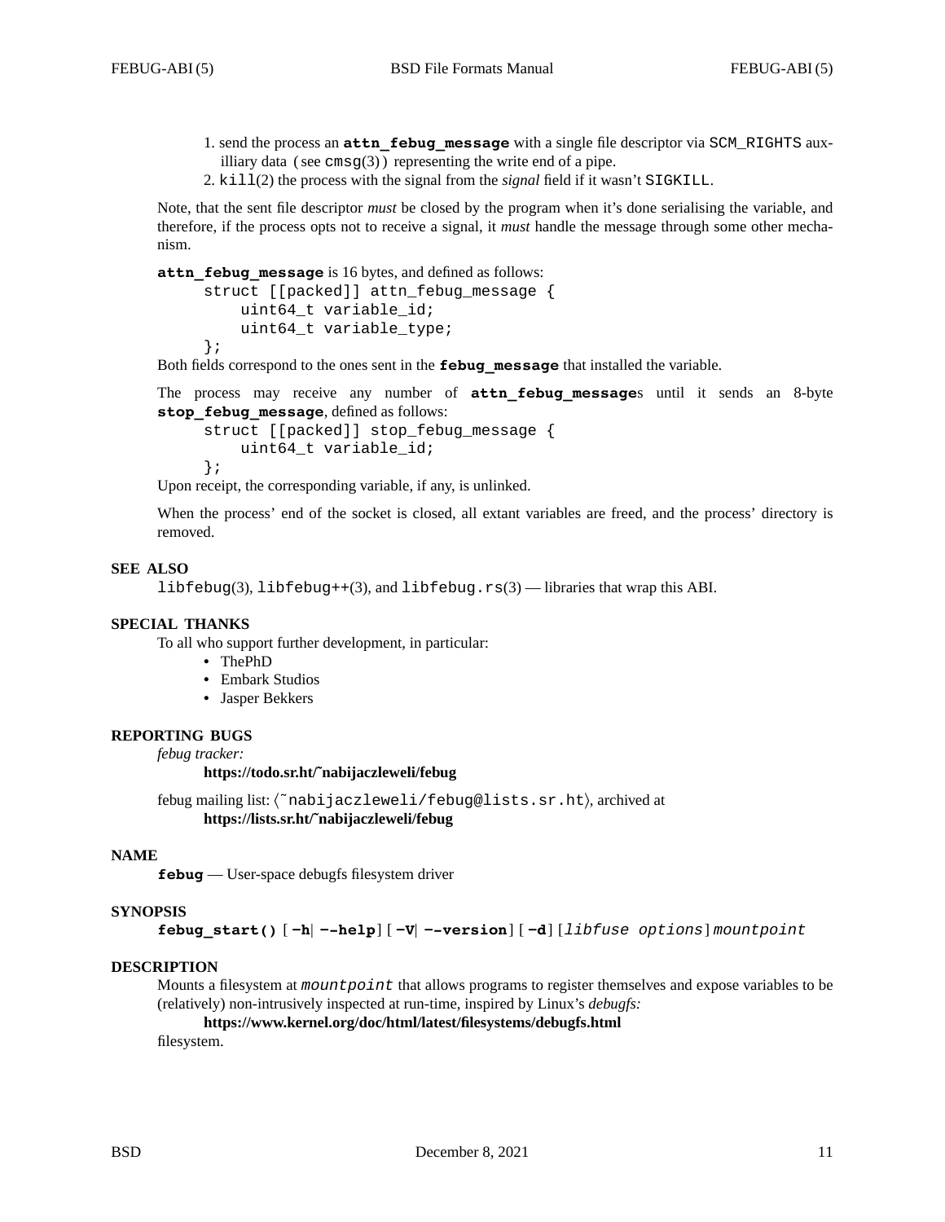1. send the process an **attn_febug_message** with a single file descriptor via `SCM_RIGHTS` auxilliary data (see `cmsg`(3)) representing the write end of a pipe.
2. `kill`(2) the process with the signal from the *signal* field if it wasn't `SIGKILL`.

Note, that the sent file descriptor *must* be closed by the program when it's done serialising the variable, and therefore, if the process opts not to receive a signal, it *must* handle the message through some other mechanism.

**attn_febug_message** is 16 bytes, and defined as follows:

```
struct [[packed]] attn_febug_message {
    uint64_t variable_id;
    uint64_t variable_type;
};
```

Both fields correspond to the ones sent in the **febug_message** that installed the variable.

The process may receive any number of **attn_febug_message**s until it sends an 8-byte **stop_febug_message**, defined as follows:

```
struct [[packed]] stop_febug_message {
    uint64_t variable_id;
};
```

Upon receipt, the corresponding variable, if any, is unlinked.

When the process' end of the socket is closed, all extant variables are freed, and the process' directory is removed.

## SEE ALSO

`libfebug`(3), `libfebug++`(3), and `libfebug.rs`(3) — libraries that wrap this ABI.

## SPECIAL THANKS

To all who support further development, in particular:

- ThePhD
- Embark Studios
- Jasper Bekkers

## REPORTING BUGS

*febug tracker:*

**https://todo.sr.ht/~nabijaczleweli/febug**

febug mailing list: ⟨`~nabijaczleweli/febug@lists.sr.ht`⟩, archived at

**https://lists.sr.ht/~nabijaczleweli/febug**

## NAME

**febug** — User-space debugfs filesystem driver

## SYNOPSIS

**febug_start()** [**-h**| **--help**] [**-V**| **--version**] [**-d**] [*libfuse options*] *mountpoint*

## DESCRIPTION

Mounts a filesystem at *mountpoint* that allows programs to register themselves and expose variables to be (relatively) non-intrusively inspected at run-time, inspired by Linux's *debugfs:*

**https://www.kernel.org/doc/html/latest/filesystems/debugfs.html**

filesystem.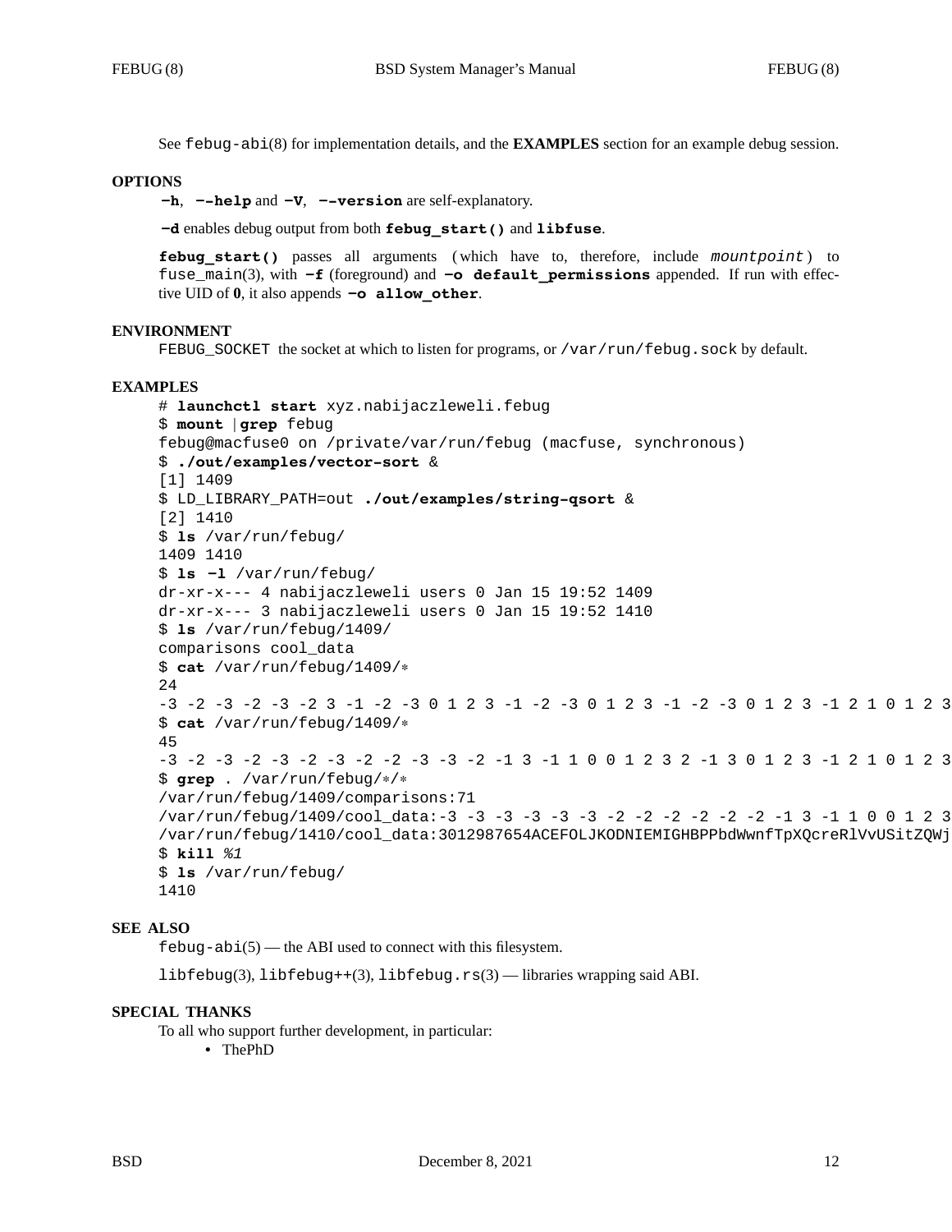See `febug-abi`(8) for implementation details, and the **EXAMPLES** section for an example debug session.

## OPTIONS

**-h**, **--help** and **-V**, **--version** are self-explanatory.

**-d** enables debug output from both **febug_start()** and **libfuse**.

**febug_start()** passes all arguments (which have to, therefore, include *mountpoint*) to `fuse_main`(3), with **-f** (foreground) and **-o default_permissions** appended. If run with effective UID of **0**, it also appends **-o allow_other**.

## ENVIRONMENT

`FEBUG_SOCKET` the socket at which to listen for programs, or `/var/run/febug.sock` by default.

## EXAMPLES

```
# launchctl start xyz.nabijaczleweli.febug
$ mount | grep febug
febug@macfuse0 on /private/var/run/febug (macfuse, synchronous)
$ ./out/examples/vector-sort &
[1] 1409
$ LD_LIBRARY_PATH=out ./out/examples/string-qsort &
[2] 1410
$ ls /var/run/febug/
1409 1410
$ ls -l /var/run/febug/
dr-xr-x--- 4 nabijaczleweli users 0 Jan 15 19:52 1409
dr-xr-x--- 3 nabijaczleweli users 0 Jan 15 19:52 1410
$ ls /var/run/febug/1409/
comparisons cool_data
$ cat /var/run/febug/1409/*
24
-3 -2 -3 -2 -3 -2 3 -1 -2 -3 0 1 2 3 -1 -2 -3 0 1 2 3 -1 -2 -3 0 1 2 3 -1 2 1 0 1 2 3
$ cat /var/run/febug/1409/*
45
-3 -2 -3 -2 -3 -2 -3 -2 -2 -3 -3 -2 -1 3 -1 1 0 0 1 2 3 2 -1 3 0 1 2 3 -1 2 1 0 1 2 3
$ grep . /var/run/febug/*/*
/var/run/febug/1409/comparisons:71
/var/run/febug/1409/cool_data:-3 -3 -3 -3 -3 -3 -2 -2 -2 -2 -2 -2 -1 3 -1 1 0 0 1 2 3
/var/run/febug/1410/cool_data:3012987654ACEFOLJKODNIEMIGHBPPbdWwnfTpXQcreRlVvUSitZQWj
$ kill %1
$ ls /var/run/febug/
1410
```

## SEE ALSO

`febug-abi`(5) — the ABI used to connect with this filesystem.

`libfebug`(3), `libfebug++`(3), `libfebug.rs`(3) — libraries wrapping said ABI.

## SPECIAL THANKS

To all who support further development, in particular:

- ThePhD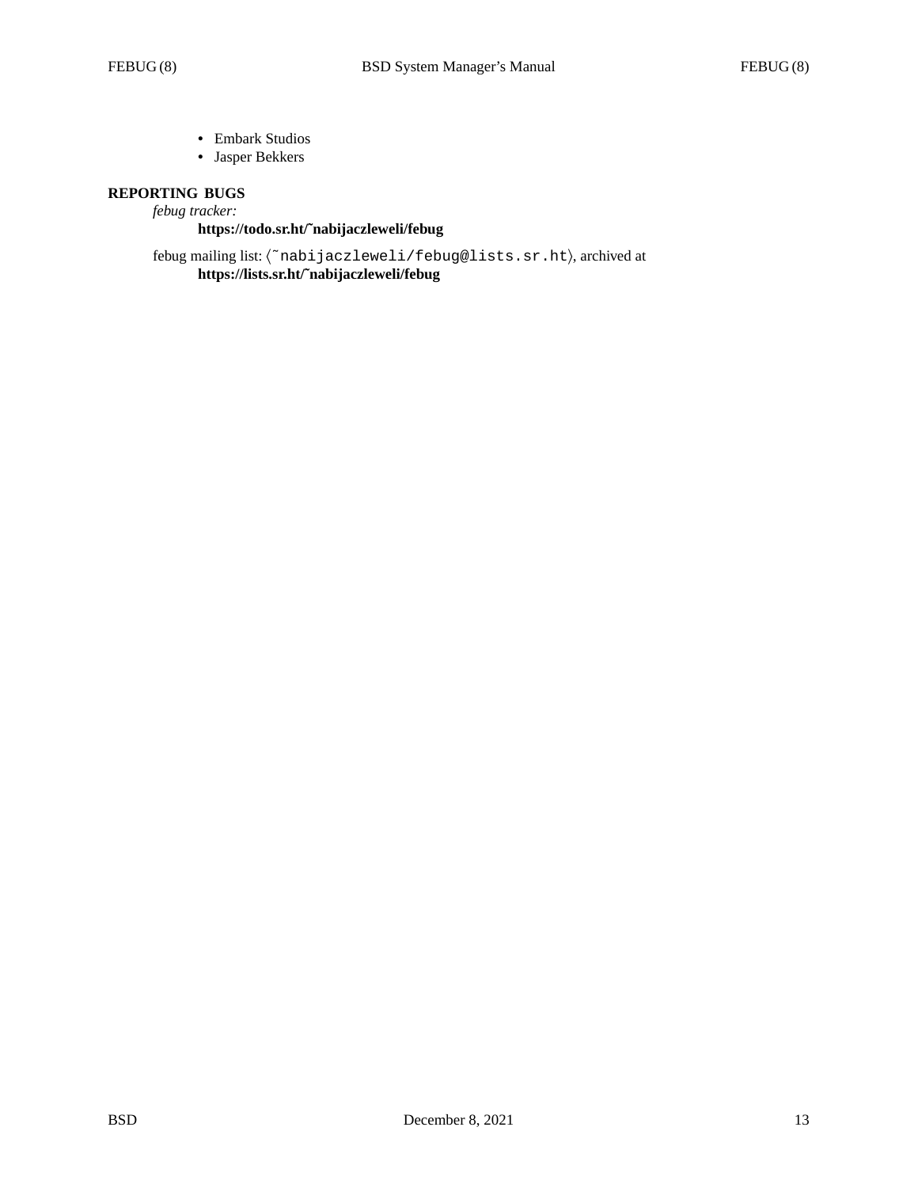- Embark Studios
- Jasper Bekkers

## REPORTING BUGS

*febug tracker:*

**https://todo.sr.ht/~nabijaczleweli/febug**

febug mailing list: ⟨`~nabijaczleweli/febug@lists.sr.ht`⟩, archived at

**https://lists.sr.ht/~nabijaczleweli/febug**